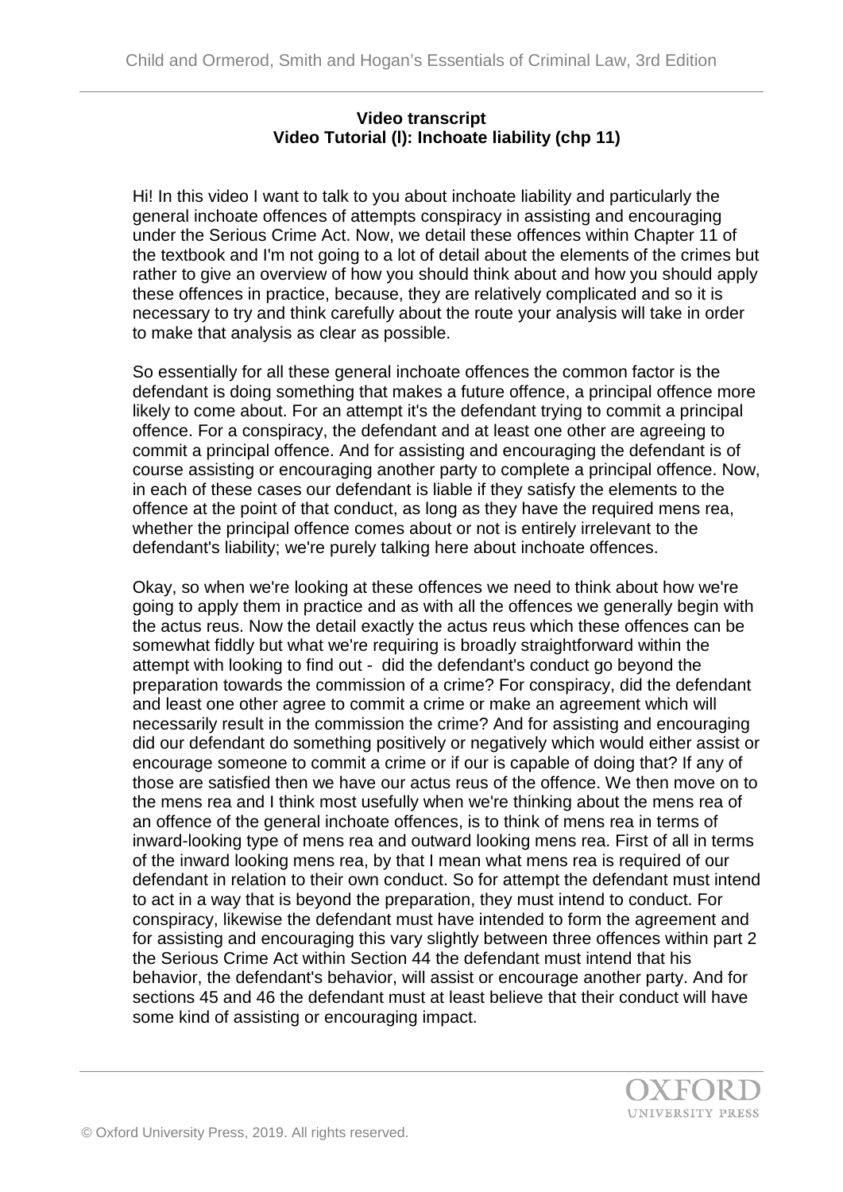**Video transcript**
**Video Tutorial (l): Inchoate liability (chp 11)**

Hi! In this video I want to talk to you about inchoate liability and particularly the general inchoate offences of attempts conspiracy in assisting and encouraging under the Serious Crime Act. Now, we detail these offences within Chapter 11 of the textbook and I'm not going to a lot of detail about the elements of the crimes but rather to give an overview of how you should think about and how you should apply these offences in practice, because, they are relatively complicated and so it is necessary to try and think carefully about the route your analysis will take in order to make that analysis as clear as possible.

So essentially for all these general inchoate offences the common factor is the defendant is doing something that makes a future offence, a principal offence more likely to come about. For an attempt it's the defendant trying to commit a principal offence. For a conspiracy, the defendant and at least one other are agreeing to commit a principal offence. And for assisting and encouraging the defendant is of course assisting or encouraging another party to complete a principal offence. Now, in each of these cases our defendant is liable if they satisfy the elements to the offence at the point of that conduct, as long as they have the required mens rea, whether the principal offence comes about or not is entirely irrelevant to the defendant's liability; we're purely talking here about inchoate offences.

Okay, so when we're looking at these offences we need to think about how we're going to apply them in practice and as with all the offences we generally begin with the actus reus. Now the detail exactly the actus reus which these offences can be somewhat fiddly but what we're requiring is broadly straightforward within the attempt with looking to find out - did the defendant's conduct go beyond the preparation towards the commission of a crime? For conspiracy, did the defendant and least one other agree to commit a crime or make an agreement which will necessarily result in the commission the crime? And for assisting and encouraging did our defendant do something positively or negatively which would either assist or encourage someone to commit a crime or if our is capable of doing that? If any of those are satisfied then we have our actus reus of the offence. We then move on to the mens rea and I think most usefully when we're thinking about the mens rea of an offence of the general inchoate offences, is to think of mens rea in terms of inward-looking type of mens rea and outward looking mens rea. First of all in terms of the inward looking mens rea, by that I mean what mens rea is required of our defendant in relation to their own conduct. So for attempt the defendant must intend to act in a way that is beyond the preparation, they must intend to conduct. For conspiracy, likewise the defendant must have intended to form the agreement and for assisting and encouraging this vary slightly between three offences within part 2 the Serious Crime Act within Section 44 the defendant must intend that his behavior, the defendant's behavior, will assist or encourage another party. And for sections 45 and 46 the defendant must at least believe that their conduct will have some kind of assisting or encouraging impact.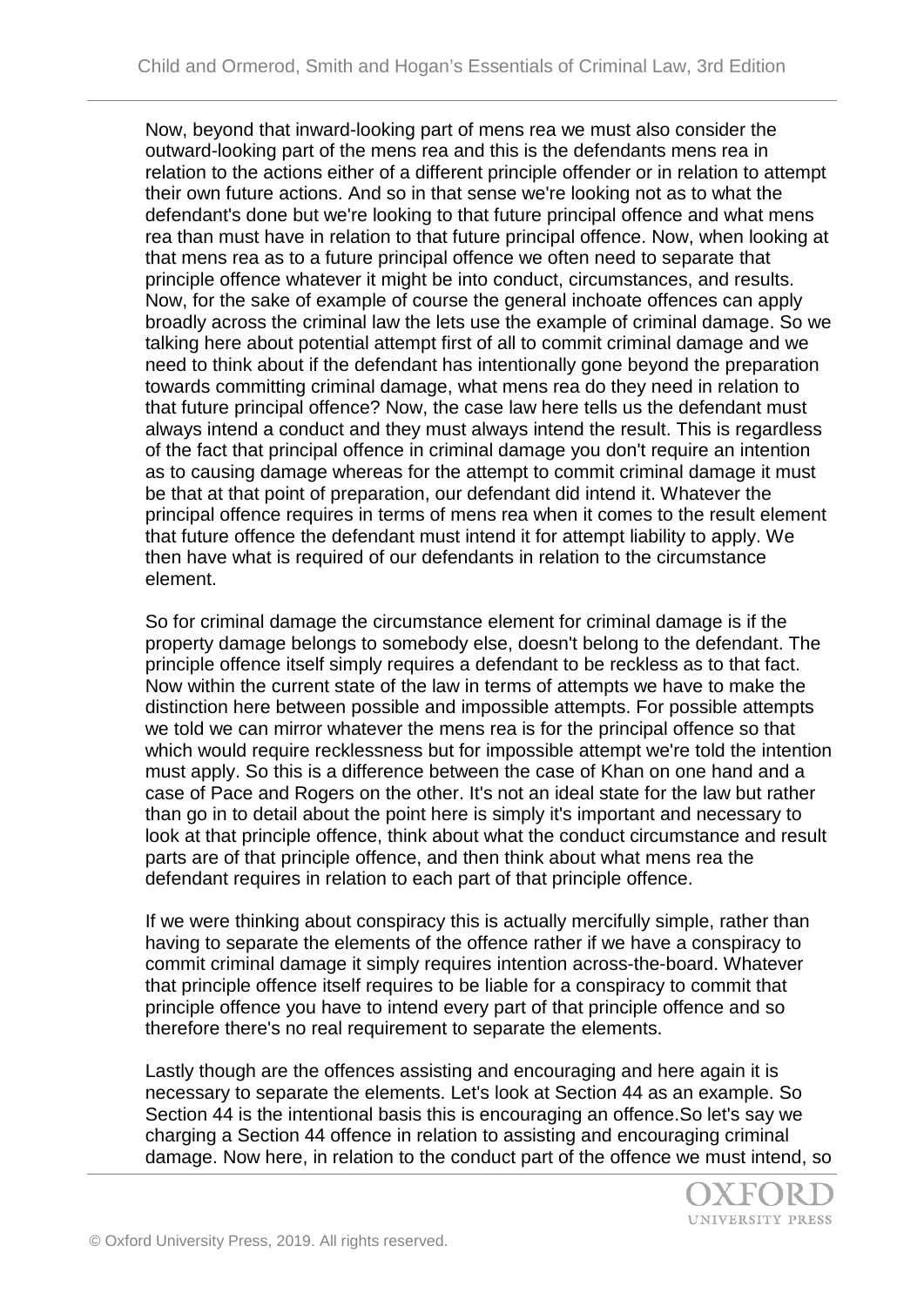Now, beyond that inward-looking part of mens rea we must also consider the outward-looking part of the mens rea and this is the defendants mens rea in relation to the actions either of a different principle offender or in relation to attempt their own future actions. And so in that sense we're looking not as to what the defendant's done but we're looking to that future principal offence and what mens rea than must have in relation to that future principal offence. Now, when looking at that mens rea as to a future principal offence we often need to separate that principle offence whatever it might be into conduct, circumstances, and results. Now, for the sake of example of course the general inchoate offences can apply broadly across the criminal law the lets use the example of criminal damage. So we talking here about potential attempt first of all to commit criminal damage and we need to think about if the defendant has intentionally gone beyond the preparation towards committing criminal damage, what mens rea do they need in relation to that future principal offence? Now, the case law here tells us the defendant must always intend a conduct and they must always intend the result. This is regardless of the fact that principal offence in criminal damage you don't require an intention as to causing damage whereas for the attempt to commit criminal damage it must be that at that point of preparation, our defendant did intend it. Whatever the principal offence requires in terms of mens rea when it comes to the result element that future offence the defendant must intend it for attempt liability to apply. We then have what is required of our defendants in relation to the circumstance element.

So for criminal damage the circumstance element for criminal damage is if the property damage belongs to somebody else, doesn't belong to the defendant. The principle offence itself simply requires a defendant to be reckless as to that fact. Now within the current state of the law in terms of attempts we have to make the distinction here between possible and impossible attempts. For possible attempts we told we can mirror whatever the mens rea is for the principal offence so that which would require recklessness but for impossible attempt we're told the intention must apply. So this is a difference between the case of Khan on one hand and a case of Pace and Rogers on the other. It's not an ideal state for the law but rather than go in to detail about the point here is simply it's important and necessary to look at that principle offence, think about what the conduct circumstance and result parts are of that principle offence, and then think about what mens rea the defendant requires in relation to each part of that principle offence.

If we were thinking about conspiracy this is actually mercifully simple, rather than having to separate the elements of the offence rather if we have a conspiracy to commit criminal damage it simply requires intention across-the-board. Whatever that principle offence itself requires to be liable for a conspiracy to commit that principle offence you have to intend every part of that principle offence and so therefore there's no real requirement to separate the elements.

Lastly though are the offences assisting and encouraging and here again it is necessary to separate the elements. Let's look at Section 44 as an example. So Section 44 is the intentional basis this is encouraging an offence.So let's say we charging a Section 44 offence in relation to assisting and encouraging criminal damage. Now here, in relation to the conduct part of the offence we must intend, so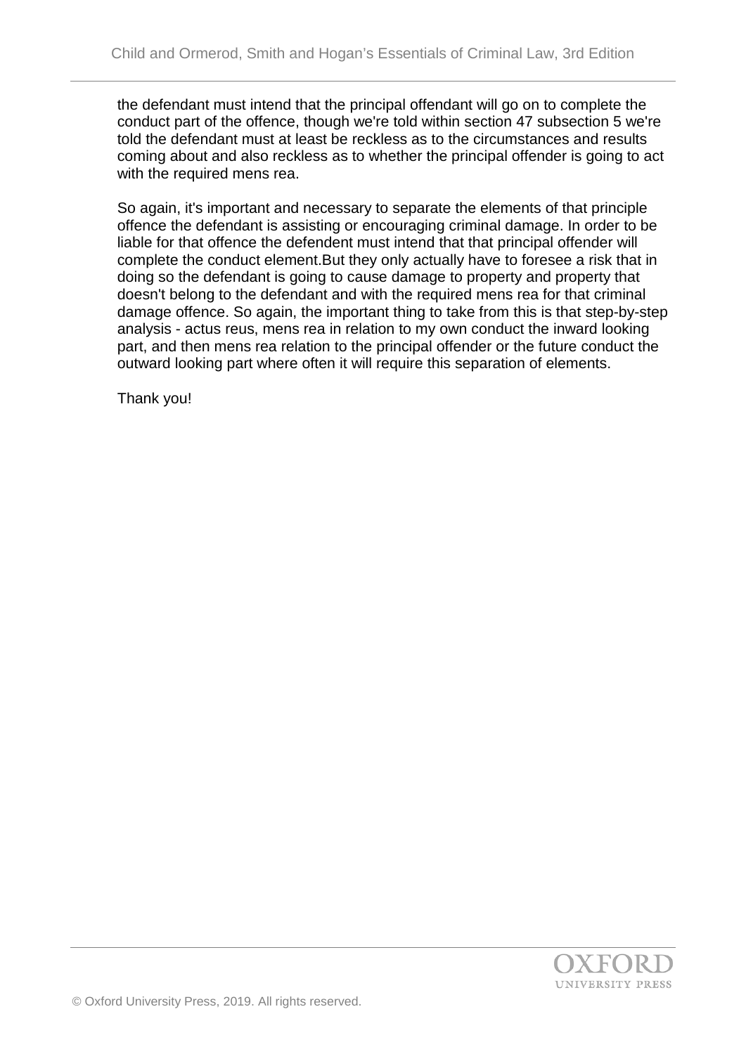the defendant must intend that the principal offendant will go on to complete the conduct part of the offence, though we're told within section 47 subsection 5 we're told the defendant must at least be reckless as to the circumstances and results coming about and also reckless as to whether the principal offender is going to act with the required mens rea.

So again, it's important and necessary to separate the elements of that principle offence the defendant is assisting or encouraging criminal damage. In order to be liable for that offence the defendent must intend that that principal offender will complete the conduct element.But they only actually have to foresee a risk that in doing so the defendant is going to cause damage to property and property that doesn't belong to the defendant and with the required mens rea for that criminal damage offence. So again, the important thing to take from this is that step-by-step analysis - actus reus, mens rea in relation to my own conduct the inward looking part, and then mens rea relation to the principal offender or the future conduct the outward looking part where often it will require this separation of elements.

Thank you!